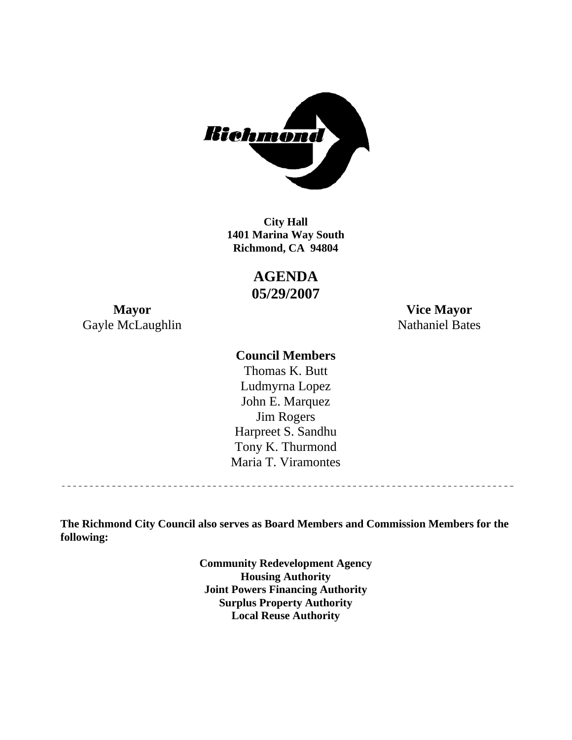**City Hall**
**1401 Marina Way South**
**Richmond, CA 94804**

# AGENDA
# 05/29/2007

**Mayor**
Gayle McLaughlin

**Vice Mayor**
Nathaniel Bates

**Council Members**

Thomas K. Butt
Ludmyrna Lopez
John E. Marquez
Jim Rogers
Harpreet S. Sandhu
Tony K. Thurmond
Maria T. Viramontes

---

**The Richmond City Council also serves as Board Members and Commission Members for the following:**

**Community Redevelopment Agency**
**Housing Authority**
**Joint Powers Financing Authority**
**Surplus Property Authority**
**Local Reuse Authority**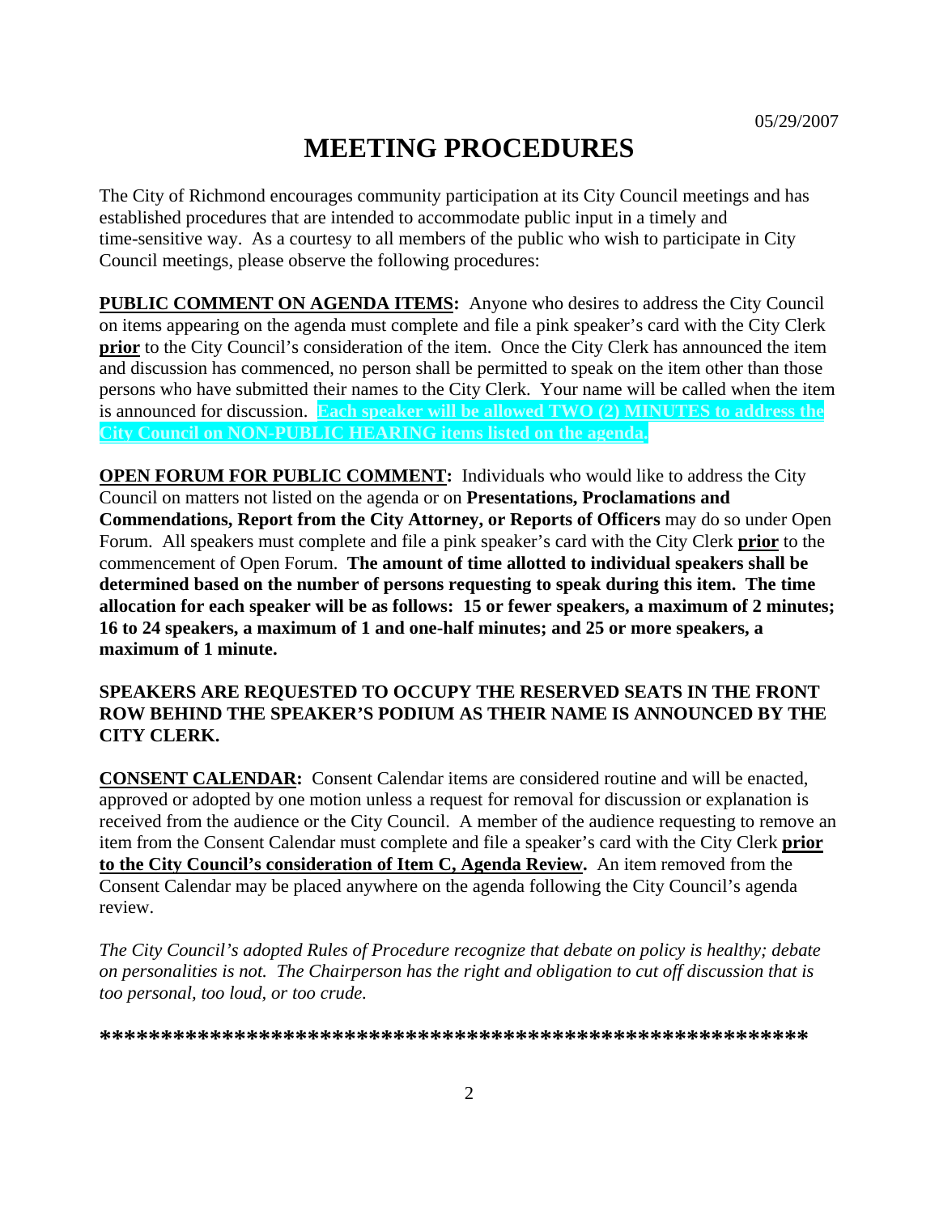05/29/2007

# MEETING PROCEDURES

The City of Richmond encourages community participation at its City Council meetings and has established procedures that are intended to accommodate public input in a timely and time-sensitive way. As a courtesy to all members of the public who wish to participate in City Council meetings, please observe the following procedures:

**PUBLIC COMMENT ON AGENDA ITEMS:** Anyone who desires to address the City Council on items appearing on the agenda must complete and file a pink speaker's card with the City Clerk **prior** to the City Council's consideration of the item. Once the City Clerk has announced the item and discussion has commenced, no person shall be permitted to speak on the item other than those persons who have submitted their names to the City Clerk. Your name will be called when the item is announced for discussion. **Each speaker will be allowed TWO (2) MINUTES to address the City Council on NON-PUBLIC HEARING items listed on the agenda.**

**OPEN FORUM FOR PUBLIC COMMENT:** Individuals who would like to address the City Council on matters not listed on the agenda or on **Presentations, Proclamations and Commendations, Report from the City Attorney, or Reports of Officers** may do so under Open Forum. All speakers must complete and file a pink speaker's card with the City Clerk **prior** to the commencement of Open Forum. **The amount of time allotted to individual speakers shall be determined based on the number of persons requesting to speak during this item. The time allocation for each speaker will be as follows: 15 or fewer speakers, a maximum of 2 minutes; 16 to 24 speakers, a maximum of 1 and one-half minutes; and 25 or more speakers, a maximum of 1 minute.**

**SPEAKERS ARE REQUESTED TO OCCUPY THE RESERVED SEATS IN THE FRONT ROW BEHIND THE SPEAKER'S PODIUM AS THEIR NAME IS ANNOUNCED BY THE CITY CLERK.**

**CONSENT CALENDAR:** Consent Calendar items are considered routine and will be enacted, approved or adopted by one motion unless a request for removal for discussion or explanation is received from the audience or the City Council. A member of the audience requesting to remove an item from the Consent Calendar must complete and file a speaker's card with the City Clerk **prior to the City Council's consideration of Item C, Agenda Review.** An item removed from the Consent Calendar may be placed anywhere on the agenda following the City Council's agenda review.

*The City Council's adopted Rules of Procedure recognize that debate on policy is healthy; debate on personalities is not. The Chairperson has the right and obligation to cut off discussion that is too personal, too loud, or too crude.*

***************************************************************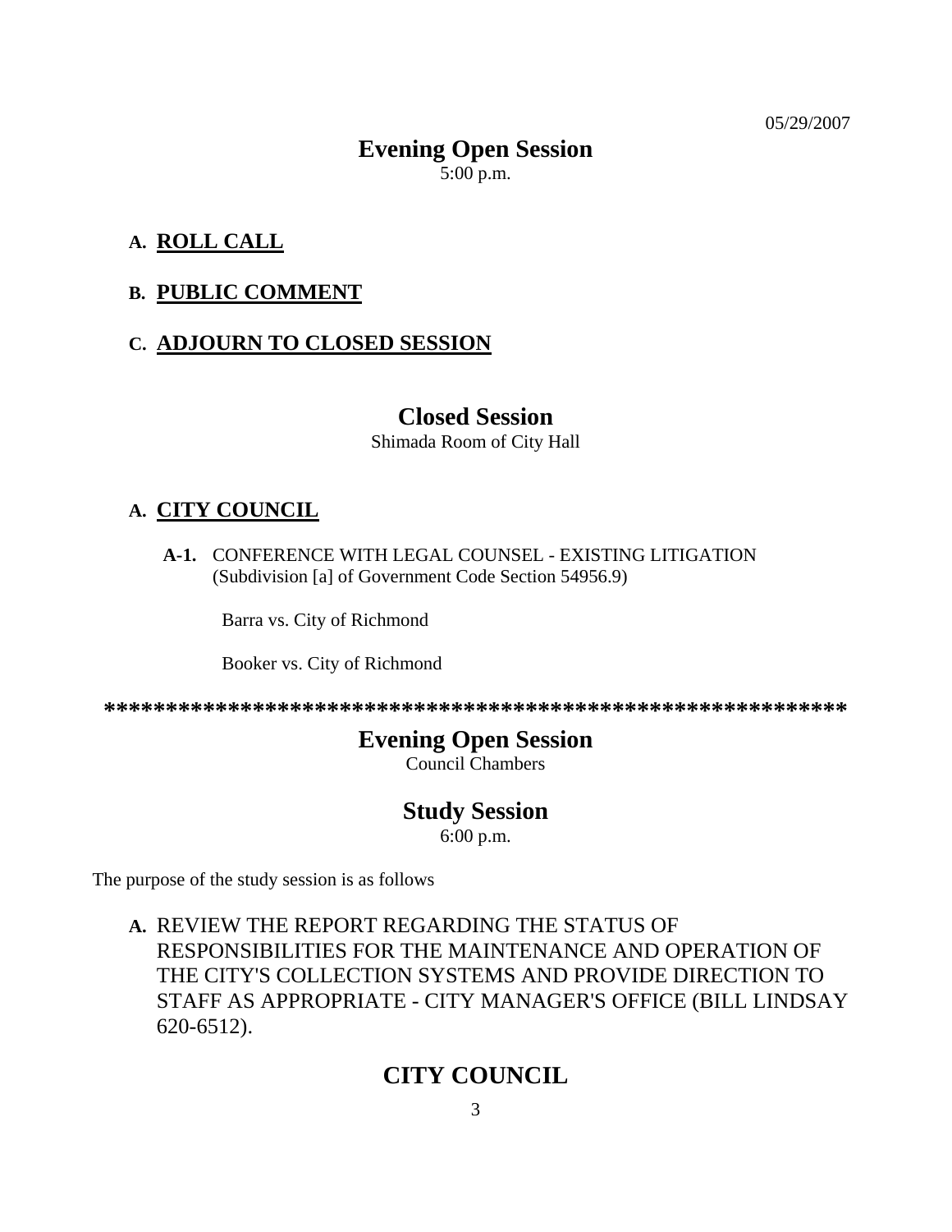05/29/2007

# Evening Open Session

5:00 p.m.

**A. ROLL CALL**

**B. PUBLIC COMMENT**

**C. ADJOURN TO CLOSED SESSION**

# Closed Session

Shimada Room of City Hall

**A. CITY COUNCIL**

**A-1.** CONFERENCE WITH LEGAL COUNSEL - EXISTING LITIGATION (Subdivision [a] of Government Code Section 54956.9)

Barra vs. City of Richmond

Booker vs. City of Richmond

**************************************************************

# Evening Open Session

Council Chambers

# Study Session

6:00 p.m.

The purpose of the study session is as follows

**A.** REVIEW THE REPORT REGARDING THE STATUS OF RESPONSIBILITIES FOR THE MAINTENANCE AND OPERATION OF THE CITY'S COLLECTION SYSTEMS AND PROVIDE DIRECTION TO STAFF AS APPROPRIATE - CITY MANAGER'S OFFICE (BILL LINDSAY 620-6512).

# CITY COUNCIL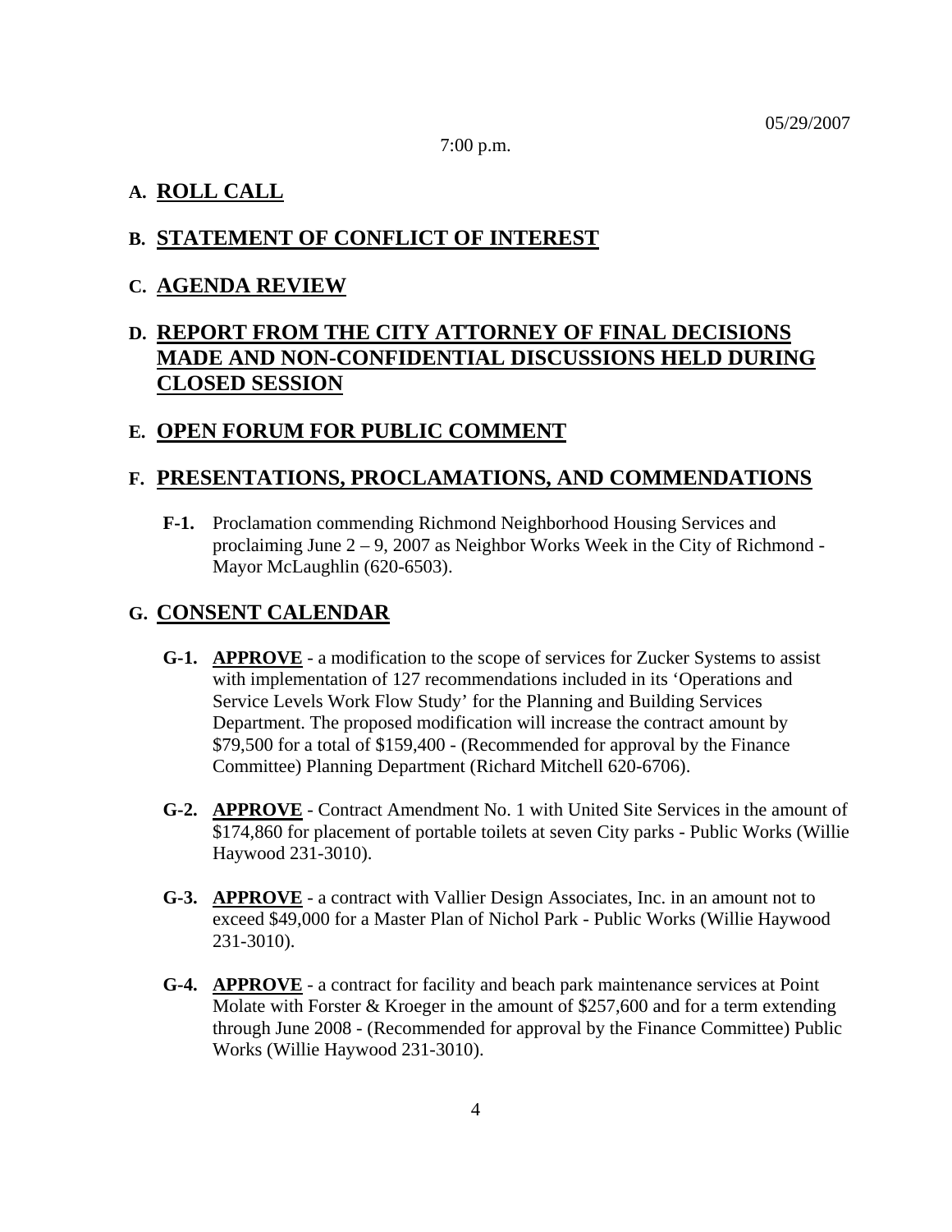05/29/2007

7:00 p.m.

## A. ROLL CALL

## B. STATEMENT OF CONFLICT OF INTEREST

## C. AGENDA REVIEW

## D. REPORT FROM THE CITY ATTORNEY OF FINAL DECISIONS MADE AND NON-CONFIDENTIAL DISCUSSIONS HELD DURING CLOSED SESSION

## E. OPEN FORUM FOR PUBLIC COMMENT

## F. PRESENTATIONS, PROCLAMATIONS, AND COMMENDATIONS

**F-1.** Proclamation commending Richmond Neighborhood Housing Services and proclaiming June 2 – 9, 2007 as Neighbor Works Week in the City of Richmond - Mayor McLaughlin (620-6503).

## G. CONSENT CALENDAR

**G-1.** **APPROVE** - a modification to the scope of services for Zucker Systems to assist with implementation of 127 recommendations included in its 'Operations and Service Levels Work Flow Study' for the Planning and Building Services Department. The proposed modification will increase the contract amount by $79,500 for a total of $159,400 - (Recommended for approval by the Finance Committee) Planning Department (Richard Mitchell 620-6706).

**G-2.** **APPROVE** - Contract Amendment No. 1 with United Site Services in the amount of $174,860 for placement of portable toilets at seven City parks - Public Works (Willie Haywood 231-3010).

**G-3.** **APPROVE** - a contract with Vallier Design Associates, Inc. in an amount not to exceed $49,000 for a Master Plan of Nichol Park - Public Works (Willie Haywood 231-3010).

**G-4.** **APPROVE** - a contract for facility and beach park maintenance services at Point Molate with Forster & Kroeger in the amount of $257,600 and for a term extending through June 2008 - (Recommended for approval by the Finance Committee) Public Works (Willie Haywood 231-3010).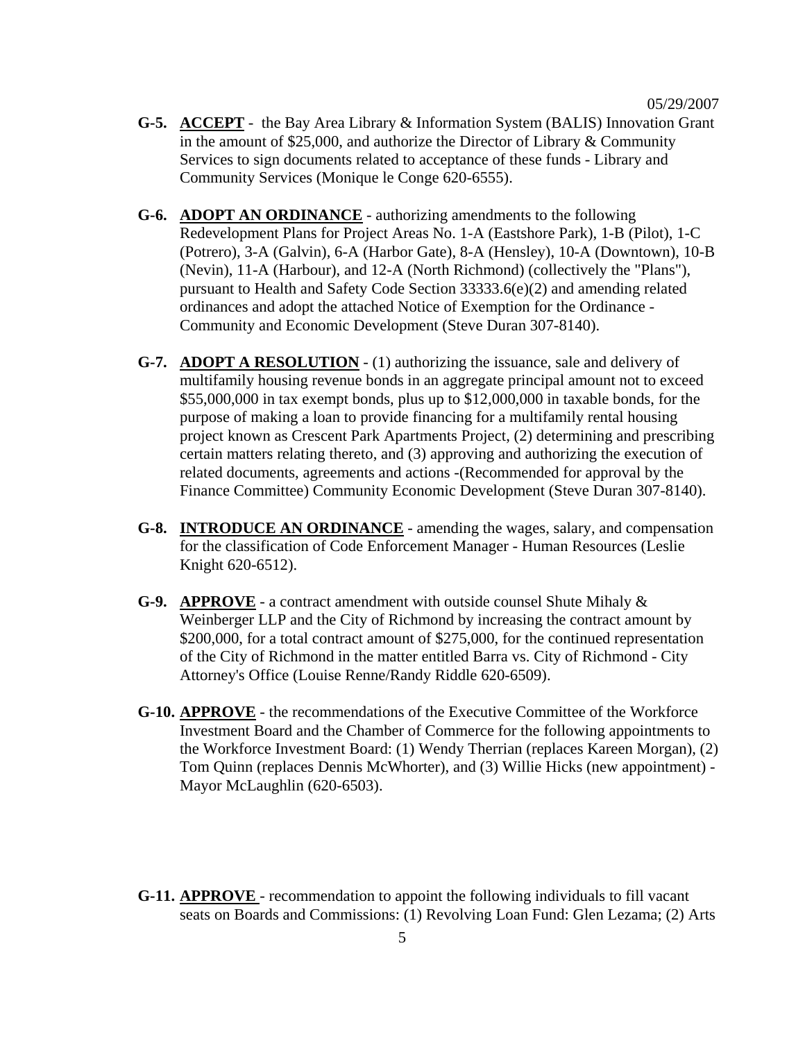**G-5.** **ACCEPT** - the Bay Area Library & Information System (BALIS) Innovation Grant in the amount of $25,000, and authorize the Director of Library & Community Services to sign documents related to acceptance of these funds - Library and Community Services (Monique le Conge 620-6555).

**G-6.** **ADOPT AN ORDINANCE** - authorizing amendments to the following Redevelopment Plans for Project Areas No. 1-A (Eastshore Park), 1-B (Pilot), 1-C (Potrero), 3-A (Galvin), 6-A (Harbor Gate), 8-A (Hensley), 10-A (Downtown), 10-B (Nevin), 11-A (Harbour), and 12-A (North Richmond) (collectively the "Plans"), pursuant to Health and Safety Code Section 33333.6(e)(2) and amending related ordinances and adopt the attached Notice of Exemption for the Ordinance - Community and Economic Development (Steve Duran 307-8140).

**G-7.** **ADOPT A RESOLUTION** - (1) authorizing the issuance, sale and delivery of multifamily housing revenue bonds in an aggregate principal amount not to exceed $55,000,000 in tax exempt bonds, plus up to $12,000,000 in taxable bonds, for the purpose of making a loan to provide financing for a multifamily rental housing project known as Crescent Park Apartments Project, (2) determining and prescribing certain matters relating thereto, and (3) approving and authorizing the execution of related documents, agreements and actions -(Recommended for approval by the Finance Committee) Community Economic Development (Steve Duran 307-8140).

**G-8.** **INTRODUCE AN ORDINANCE** - amending the wages, salary, and compensation for the classification of Code Enforcement Manager - Human Resources (Leslie Knight 620-6512).

**G-9.** **APPROVE** - a contract amendment with outside counsel Shute Mihaly & Weinberger LLP and the City of Richmond by increasing the contract amount by $200,000, for a total contract amount of $275,000, for the continued representation of the City of Richmond in the matter entitled Barra vs. City of Richmond - City Attorney's Office (Louise Renne/Randy Riddle 620-6509).

**G-10.** **APPROVE** - the recommendations of the Executive Committee of the Workforce Investment Board and the Chamber of Commerce for the following appointments to the Workforce Investment Board: (1) Wendy Therrian (replaces Kareen Morgan), (2) Tom Quinn (replaces Dennis McWhorter), and (3) Willie Hicks (new appointment) - Mayor McLaughlin (620-6503).

**G-11.** **APPROVE** - recommendation to appoint the following individuals to fill vacant seats on Boards and Commissions: (1) Revolving Loan Fund: Glen Lezama; (2) Arts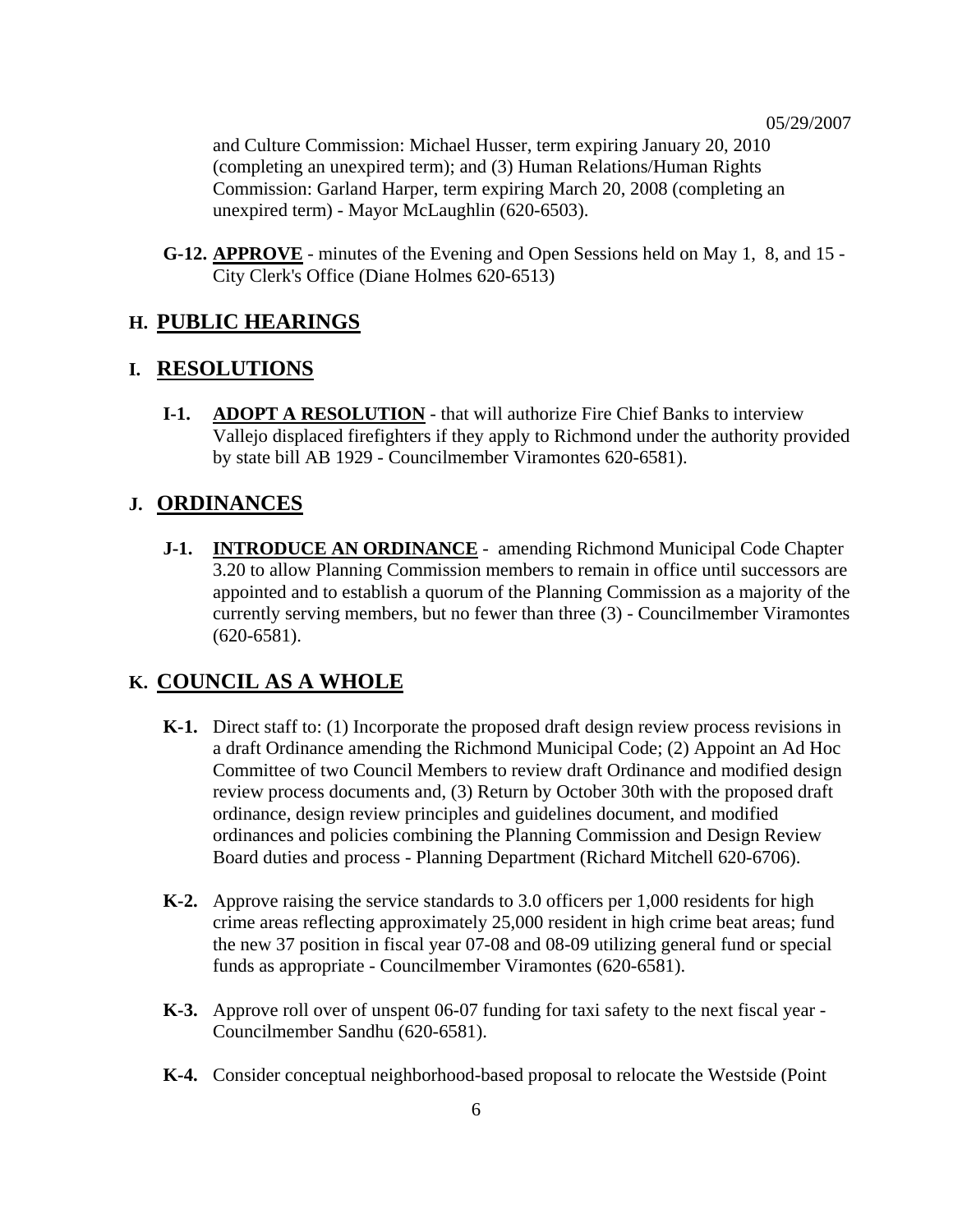and Culture Commission: Michael Husser, term expiring January 20, 2010 (completing an unexpired term); and (3) Human Relations/Human Rights Commission: Garland Harper, term expiring March 20, 2008 (completing an unexpired term) - Mayor McLaughlin (620-6503).

**G-12.** **APPROVE** - minutes of the Evening and Open Sessions held on May 1, 8, and 15 - City Clerk's Office (Diane Holmes 620-6513)

## H. PUBLIC HEARINGS

## I. RESOLUTIONS

**I-1.** **ADOPT A RESOLUTION** - that will authorize Fire Chief Banks to interview Vallejo displaced firefighters if they apply to Richmond under the authority provided by state bill AB 1929 - Councilmember Viramontes 620-6581).

## J. ORDINANCES

**J-1.** **INTRODUCE AN ORDINANCE** - amending Richmond Municipal Code Chapter 3.20 to allow Planning Commission members to remain in office until successors are appointed and to establish a quorum of the Planning Commission as a majority of the currently serving members, but no fewer than three (3) - Councilmember Viramontes (620-6581).

## K. COUNCIL AS A WHOLE

**K-1.** Direct staff to: (1) Incorporate the proposed draft design review process revisions in a draft Ordinance amending the Richmond Municipal Code; (2) Appoint an Ad Hoc Committee of two Council Members to review draft Ordinance and modified design review process documents and, (3) Return by October 30th with the proposed draft ordinance, design review principles and guidelines document, and modified ordinances and policies combining the Planning Commission and Design Review Board duties and process - Planning Department (Richard Mitchell 620-6706).

**K-2.** Approve raising the service standards to 3.0 officers per 1,000 residents for high crime areas reflecting approximately 25,000 resident in high crime beat areas; fund the new 37 position in fiscal year 07-08 and 08-09 utilizing general fund or special funds as appropriate - Councilmember Viramontes (620-6581).

**K-3.** Approve roll over of unspent 06-07 funding for taxi safety to the next fiscal year - Councilmember Sandhu (620-6581).

**K-4.** Consider conceptual neighborhood-based proposal to relocate the Westside (Point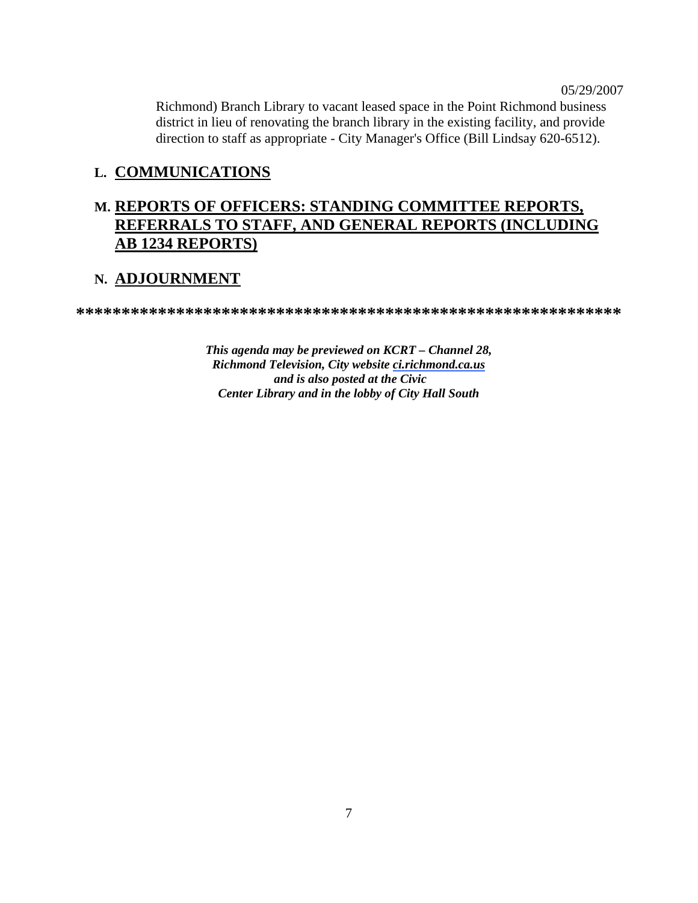Richmond) Branch Library to vacant leased space in the Point Richmond business district in lieu of renovating the branch library in the existing facility, and provide direction to staff as appropriate - City Manager's Office (Bill Lindsay 620-6512).

## L. COMMUNICATIONS

## M. REPORTS OF OFFICERS: STANDING COMMITTEE REPORTS, REFERRALS TO STAFF, AND GENERAL REPORTS (INCLUDING AB 1234 REPORTS)

## N. ADJOURNMENT

**************************************************************

***This agenda may be previewed on KCRT – Channel 28, Richmond Television, City website ci.richmond.ca.us and is also posted at the Civic Center Library and in the lobby of City Hall South***